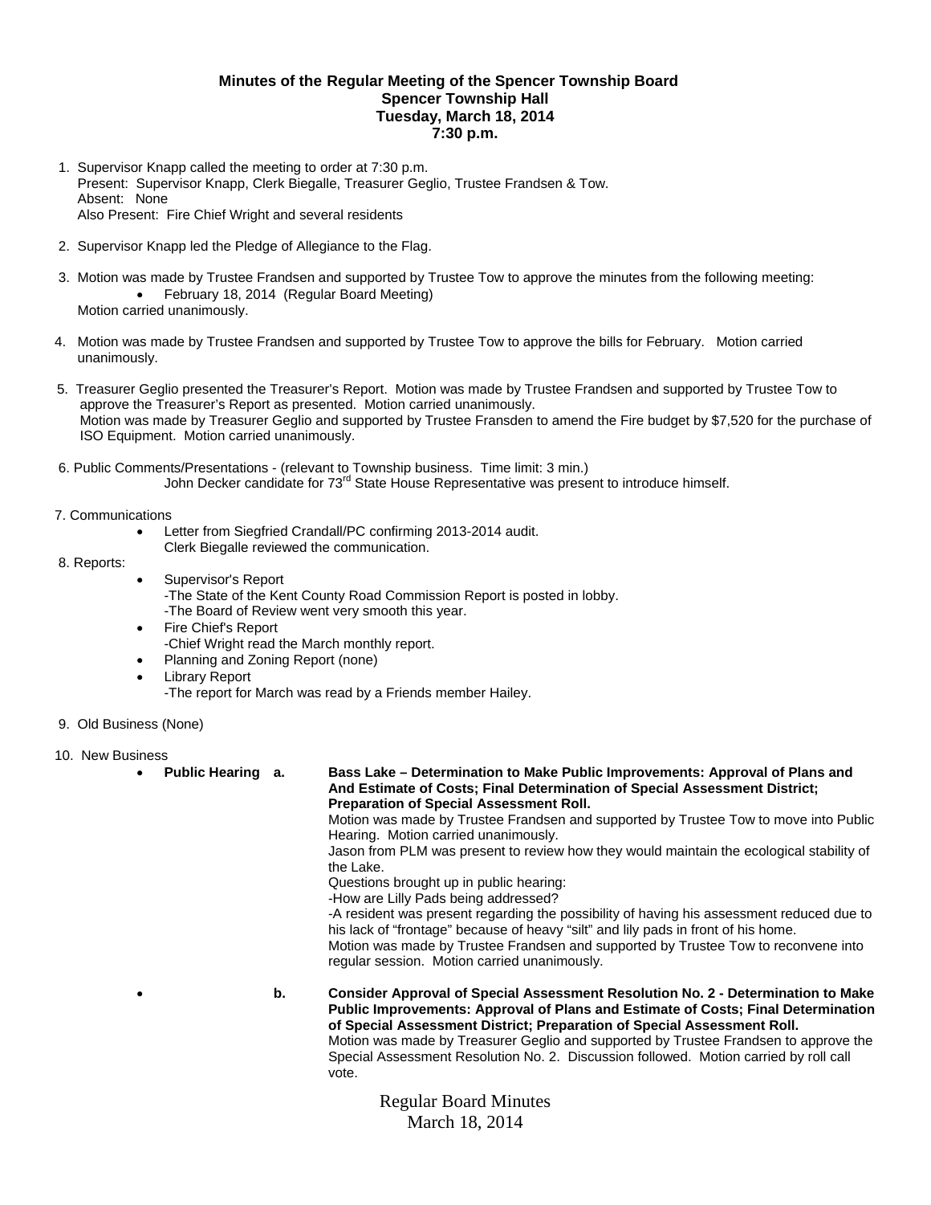**Minutes of the Regular Meeting of the Spencer Township Board**
**Spencer Township Hall**
**Tuesday, March 18, 2014**
**7:30 p.m.**

1. Supervisor Knapp called the meeting to order at 7:30 p.m.
   Present: Supervisor Knapp, Clerk Biegalle, Treasurer Geglio, Trustee Frandsen & Tow.
   Absent: None
   Also Present: Fire Chief Wright and several residents

2. Supervisor Knapp led the Pledge of Allegiance to the Flag.

3. Motion was made by Trustee Frandsen and supported by Trustee Tow to approve the minutes from the following meeting:
   - February 18, 2014 (Regular Board Meeting)

   Motion carried unanimously.

4. Motion was made by Trustee Frandsen and supported by Trustee Tow to approve the bills for February. Motion carried unanimously.

5. Treasurer Geglio presented the Treasurer's Report. Motion was made by Trustee Frandsen and supported by Trustee Tow to approve the Treasurer's Report as presented. Motion carried unanimously.
   Motion was made by Treasurer Geglio and supported by Trustee Fransden to amend the Fire budget by $7,520 for the purchase of ISO Equipment. Motion carried unanimously.

6. Public Comments/Presentations - (relevant to Township business. Time limit: 3 min.)
   John Decker candidate for 73rd State House Representative was present to introduce himself.

7. Communications
   - Letter from Siegfried Crandall/PC confirming 2013-2014 audit.
     Clerk Biegalle reviewed the communication.

8. Reports:
   - Supervisor's Report
     -The State of the Kent County Road Commission Report is posted in lobby.
     -The Board of Review went very smooth this year.
   - Fire Chief's Report
     -Chief Wright read the March monthly report.
   - Planning and Zoning Report (none)
   - Library Report
     -The report for March was read by a Friends member Hailey.

9. Old Business (None)

10. New Business
    - **Public Hearing a. Bass Lake – Determination to Make Public Improvements: Approval of Plans and And Estimate of Costs; Final Determination of Special Assessment District; Preparation of Special Assessment Roll.**
      Motion was made by Trustee Frandsen and supported by Trustee Tow to move into Public Hearing. Motion carried unanimously.
      Jason from PLM was present to review how they would maintain the ecological stability of the Lake.
      Questions brought up in public hearing:
      -How are Lilly Pads being addressed?
      -A resident was present regarding the possibility of having his assessment reduced due to his lack of "frontage" because of heavy "silt" and lily pads in front of his home.
      Motion was made by Trustee Frandsen and supported by Trustee Tow to reconvene into regular session. Motion carried unanimously.

    - **b. Consider Approval of Special Assessment Resolution No. 2 - Determination to Make Public Improvements: Approval of Plans and Estimate of Costs; Final Determination of Special Assessment District; Preparation of Special Assessment Roll.**
      Motion was made by Treasurer Geglio and supported by Trustee Frandsen to approve the Special Assessment Resolution No. 2. Discussion followed. Motion carried by roll call vote.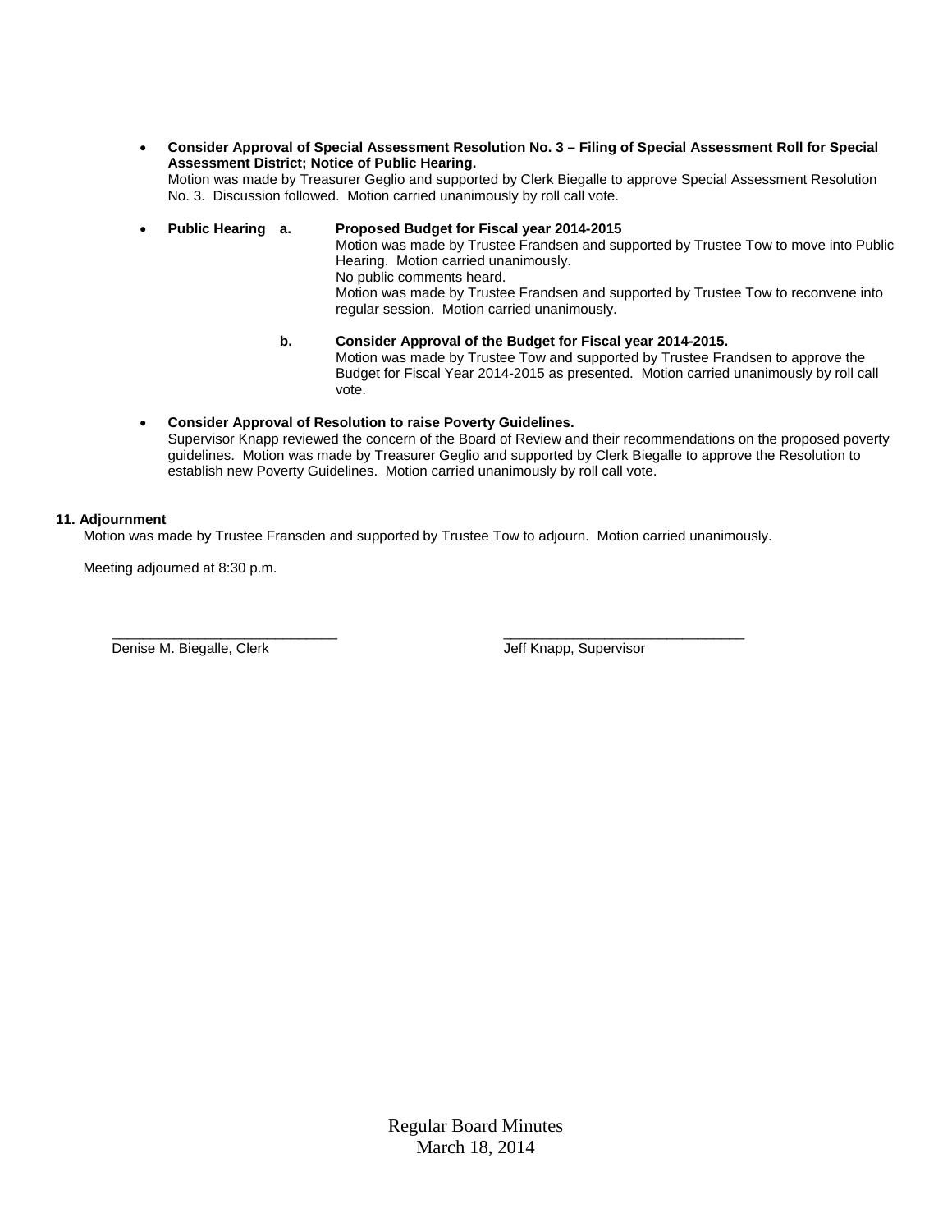- **Consider Approval of Special Assessment Resolution No. 3 – Filing of Special Assessment Roll for Special Assessment District; Notice of Public Hearing.**
  Motion was made by Treasurer Geglio and supported by Clerk Biegalle to approve Special Assessment Resolution No. 3. Discussion followed. Motion carried unanimously by roll call vote.

- **Public Hearing**
  - **a. Proposed Budget for Fiscal year 2014-2015**
    Motion was made by Trustee Frandsen and supported by Trustee Tow to move into Public Hearing. Motion carried unanimously.
    No public comments heard.
    Motion was made by Trustee Frandsen and supported by Trustee Tow to reconvene into regular session. Motion carried unanimously.
  - **b. Consider Approval of the Budget for Fiscal year 2014-2015.**
    Motion was made by Trustee Tow and supported by Trustee Frandsen to approve the Budget for Fiscal Year 2014-2015 as presented. Motion carried unanimously by roll call vote.

- **Consider Approval of Resolution to raise Poverty Guidelines.**
  Supervisor Knapp reviewed the concern of the Board of Review and their recommendations on the proposed poverty guidelines. Motion was made by Treasurer Geglio and supported by Clerk Biegalle to approve the Resolution to establish new Poverty Guidelines. Motion carried unanimously by roll call vote.

**11. Adjournment**

Motion was made by Trustee Fransden and supported by Trustee Tow to adjourn. Motion carried unanimously.

Meeting adjourned at 8:30 p.m.

_____________________________ Denise M. Biegalle, Clerk

_____________________________ Jeff Knapp, Supervisor

Regular Board Minutes
March 18, 2014